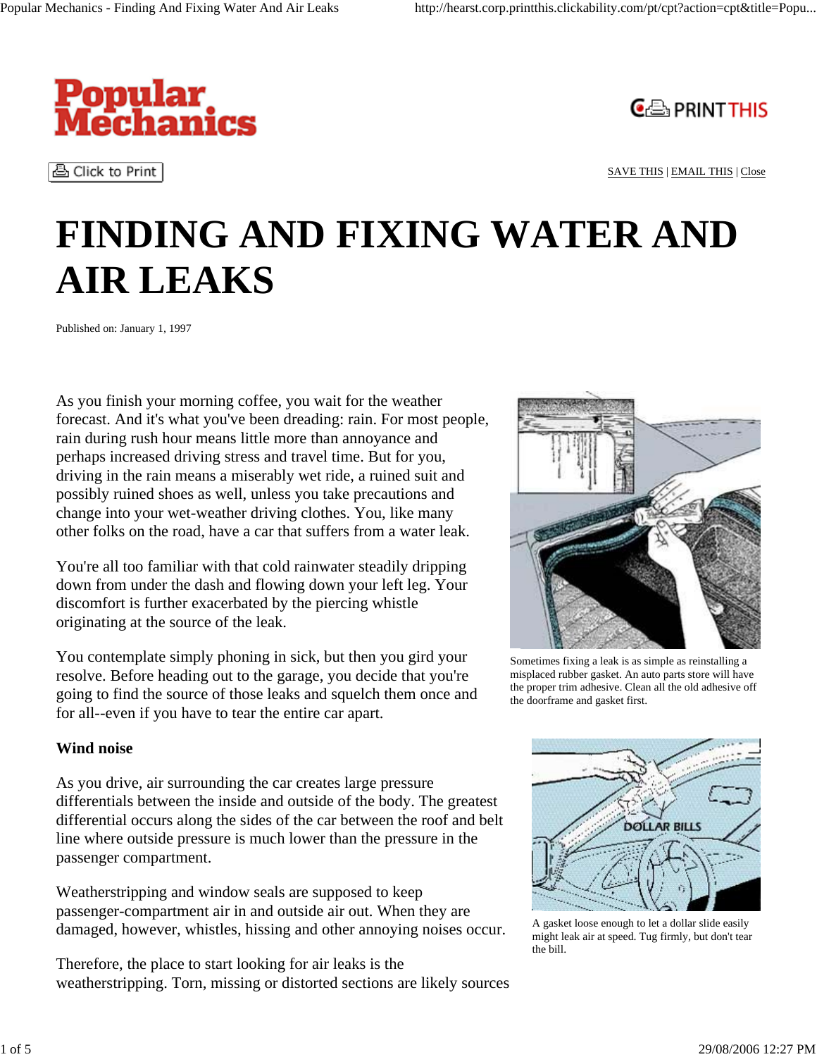# FINDING AND FIXING WATER AND AIR LEAKS

Published on: January 1, 1997

As you finish your morning coffee, you wait for the weather forecast. And it's what you've been dreading: rain. For most people, rain during rush hour means little more than annoyance and perhaps increased driving stress and travel time. But for you, driving in the rain means a miserably wet ride, a ruined suit and possibly ruined shoes as well, unless you take precautions and change into your wet-weather driving clothes. You, like many other folks on the road, have a car that suffers from a water leak.

You're all too familiar with that cold rainwater steadily dripping down from under the dash and flowing down your left leg. Your discomfort is further exacerbated by the piercing whistle originating at the source of the leak.

You contemplate simply phoning in sick, but then you gird your resolve. Before heading out to the garage, you decide that you're going to find the source of those leaks and squelch them once and for all--even if you have to tear the entire car apart.

Sometimes fixing a leak is as simple as reinstalling a misplaced rubber gasket. An auto parts store will have the proper trim adhesive. Clean all the old adhesive off the doorframe and gasket first.

**Wind noise**

As you drive, air surrounding the car creates large pressure differentials between the inside and outside of the body. The greatest differential occurs along the sides of the car between the roof and belt line where outside pressure is much lower than the pressure in the passenger compartment.

Weatherstripping and window seals are supposed to keep passenger-compartment air in and outside air out. When they are damaged, however, whistles, hissing and other annoying noises occur.

A gasket loose enough to let a dollar slide easily might leak air at speed. Tug firmly, but don't tear the bill.

Therefore, the place to start looking for air leaks is the weatherstripping. Torn, missing or distorted sections are likely sources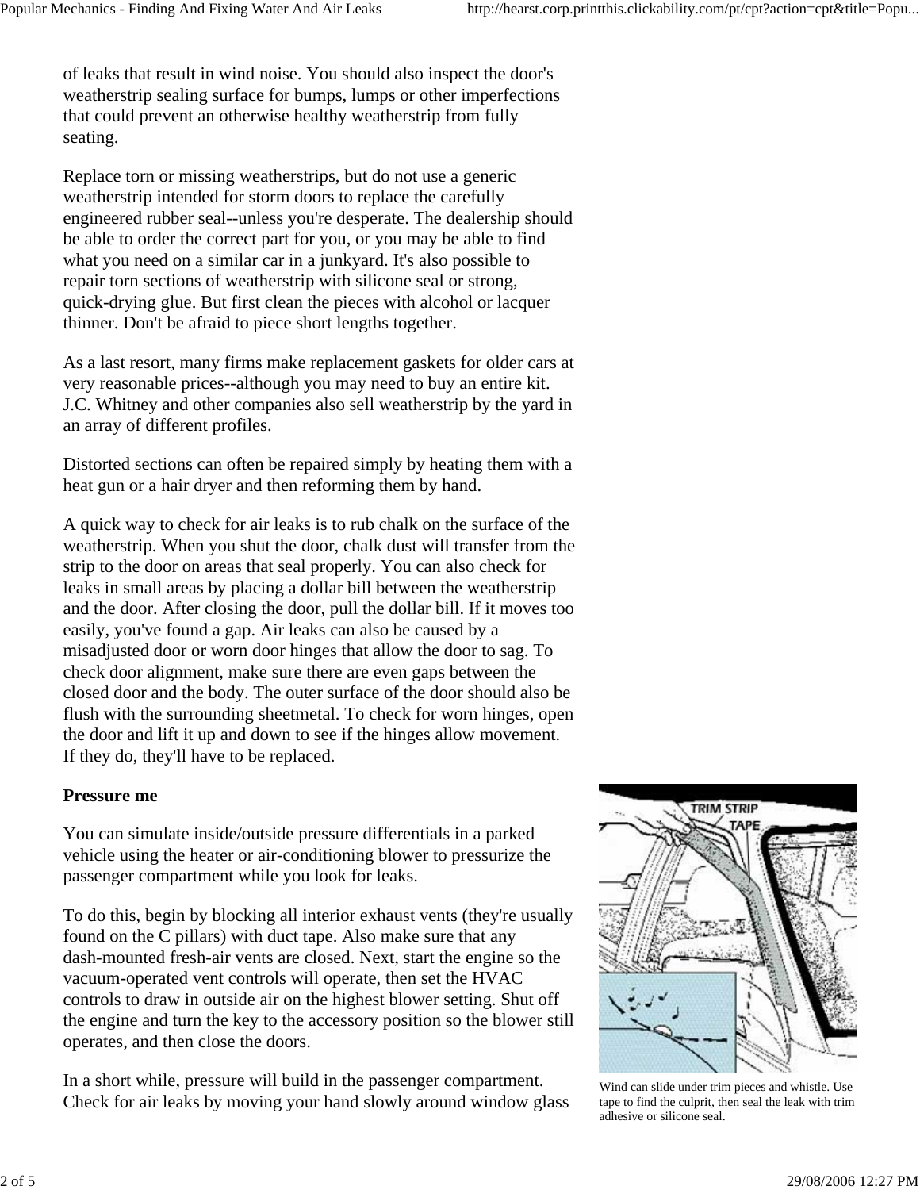of leaks that result in wind noise. You should also inspect the door's weatherstrip sealing surface for bumps, lumps or other imperfections that could prevent an otherwise healthy weatherstrip from fully seating.

Replace torn or missing weatherstrips, but do not use a generic weatherstrip intended for storm doors to replace the carefully engineered rubber seal--unless you're desperate. The dealership should be able to order the correct part for you, or you may be able to find what you need on a similar car in a junkyard. It's also possible to repair torn sections of weatherstrip with silicone seal or strong, quick-drying glue. But first clean the pieces with alcohol or lacquer thinner. Don't be afraid to piece short lengths together.

As a last resort, many firms make replacement gaskets for older cars at very reasonable prices--although you may need to buy an entire kit. J.C. Whitney and other companies also sell weatherstrip by the yard in an array of different profiles.

Distorted sections can often be repaired simply by heating them with a heat gun or a hair dryer and then reforming them by hand.

A quick way to check for air leaks is to rub chalk on the surface of the weatherstrip. When you shut the door, chalk dust will transfer from the strip to the door on areas that seal properly. You can also check for leaks in small areas by placing a dollar bill between the weatherstrip and the door. After closing the door, pull the dollar bill. If it moves too easily, you've found a gap. Air leaks can also be caused by a misadjusted door or worn door hinges that allow the door to sag. To check door alignment, make sure there are even gaps between the closed door and the body. The outer surface of the door should also be flush with the surrounding sheetmetal. To check for worn hinges, open the door and lift it up and down to see if the hinges allow movement. If they do, they'll have to be replaced.

**Pressure me**

You can simulate inside/outside pressure differentials in a parked vehicle using the heater or air-conditioning blower to pressurize the passenger compartment while you look for leaks.

To do this, begin by blocking all interior exhaust vents (they're usually found on the C pillars) with duct tape. Also make sure that any dash-mounted fresh-air vents are closed. Next, start the engine so the vacuum-operated vent controls will operate, then set the HVAC controls to draw in outside air on the highest blower setting. Shut off the engine and turn the key to the accessory position so the blower still operates, and then close the doors.

In a short while, pressure will build in the passenger compartment. Check for air leaks by moving your hand slowly around window glass

Wind can slide under trim pieces and whistle. Use tape to find the culprit, then seal the leak with trim adhesive or silicone seal.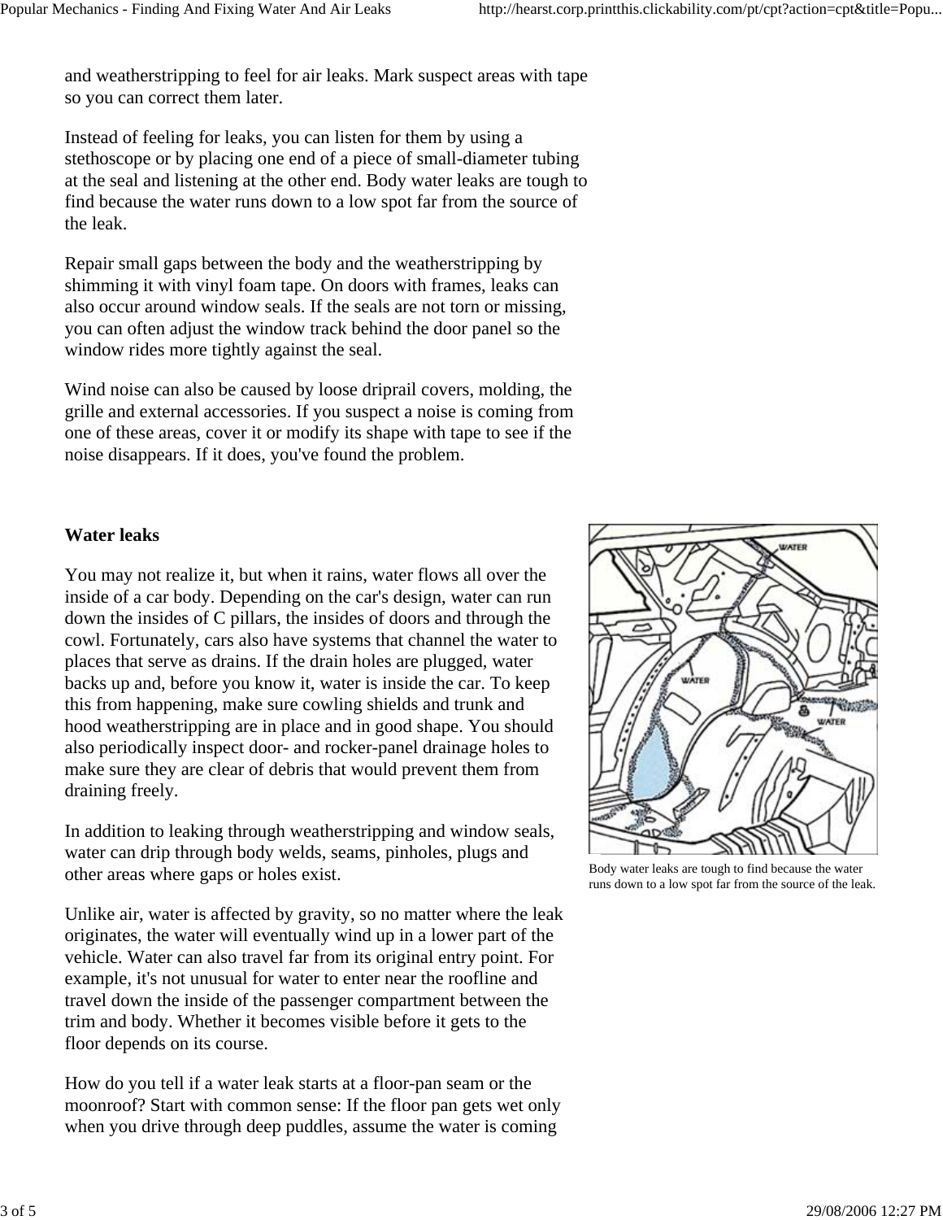and weatherstripping to feel for air leaks. Mark suspect areas with tape so you can correct them later.

Instead of feeling for leaks, you can listen for them by using a stethoscope or by placing one end of a piece of small-diameter tubing at the seal and listening at the other end. Body water leaks are tough to find because the water runs down to a low spot far from the source of the leak.

Repair small gaps between the body and the weatherstripping by shimming it with vinyl foam tape. On doors with frames, leaks can also occur around window seals. If the seals are not torn or missing, you can often adjust the window track behind the door panel so the window rides more tightly against the seal.

Wind noise can also be caused by loose driprail covers, molding, the grille and external accessories. If you suspect a noise is coming from one of these areas, cover it or modify its shape with tape to see if the noise disappears. If it does, you've found the problem.

**Water leaks**

You may not realize it, but when it rains, water flows all over the inside of a car body. Depending on the car's design, water can run down the insides of C pillars, the insides of doors and through the cowl. Fortunately, cars also have systems that channel the water to places that serve as drains. If the drain holes are plugged, water backs up and, before you know it, water is inside the car. To keep this from happening, make sure cowling shields and trunk and hood weatherstripping are in place and in good shape. You should also periodically inspect door- and rocker-panel drainage holes to make sure they are clear of debris that would prevent them from draining freely.

Body water leaks are tough to find because the water runs down to a low spot far from the source of the leak.

In addition to leaking through weatherstripping and window seals, water can drip through body welds, seams, pinholes, plugs and other areas where gaps or holes exist.

Unlike air, water is affected by gravity, so no matter where the leak originates, the water will eventually wind up in a lower part of the vehicle. Water can also travel far from its original entry point. For example, it's not unusual for water to enter near the roofline and travel down the inside of the passenger compartment between the trim and body. Whether it becomes visible before it gets to the floor depends on its course.

How do you tell if a water leak starts at a floor-pan seam or the moonroof? Start with common sense: If the floor pan gets wet only when you drive through deep puddles, assume the water is coming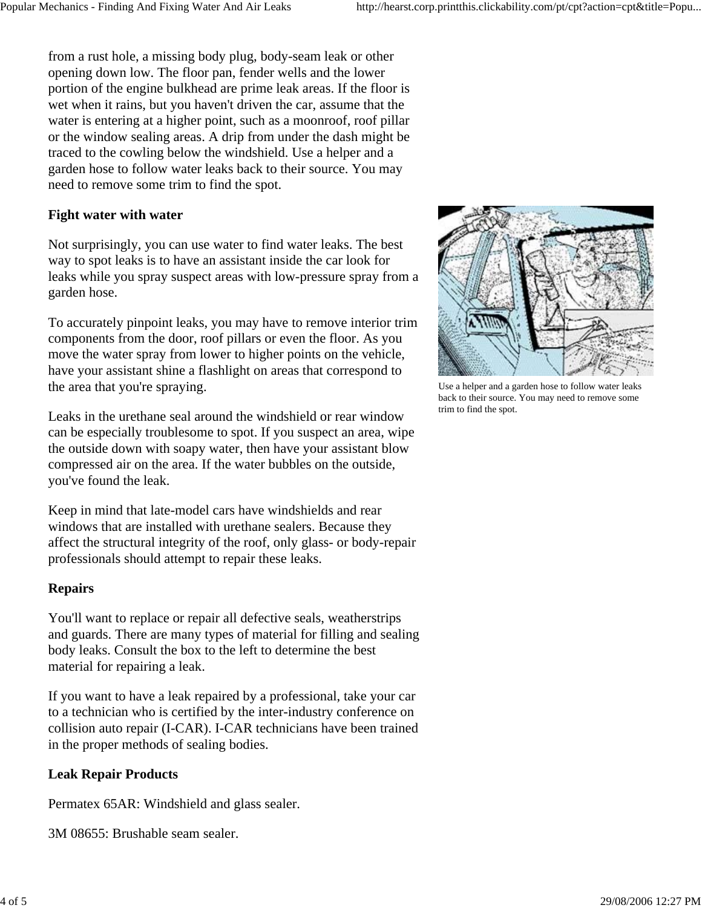from a rust hole, a missing body plug, body-seam leak or other opening down low. The floor pan, fender wells and the lower portion of the engine bulkhead are prime leak areas. If the floor is wet when it rains, but you haven't driven the car, assume that the water is entering at a higher point, such as a moonroof, roof pillar or the window sealing areas. A drip from under the dash might be traced to the cowling below the windshield. Use a helper and a garden hose to follow water leaks back to their source. You may need to remove some trim to find the spot.

**Fight water with water**

Not surprisingly, you can use water to find water leaks. The best way to spot leaks is to have an assistant inside the car look for leaks while you spray suspect areas with low-pressure spray from a garden hose.

Use a helper and a garden hose to follow water leaks back to their source. You may need to remove some trim to find the spot.

To accurately pinpoint leaks, you may have to remove interior trim components from the door, roof pillars or even the floor. As you move the water spray from lower to higher points on the vehicle, have your assistant shine a flashlight on areas that correspond to the area that you're spraying.

Leaks in the urethane seal around the windshield or rear window can be especially troublesome to spot. If you suspect an area, wipe the outside down with soapy water, then have your assistant blow compressed air on the area. If the water bubbles on the outside, you've found the leak.

Keep in mind that late-model cars have windshields and rear windows that are installed with urethane sealers. Because they affect the structural integrity of the roof, only glass- or body-repair professionals should attempt to repair these leaks.

**Repairs**

You'll want to replace or repair all defective seals, weatherstrips and guards. There are many types of material for filling and sealing body leaks. Consult the box to the left to determine the best material for repairing a leak.

If you want to have a leak repaired by a professional, take your car to a technician who is certified by the inter-industry conference on collision auto repair (I-CAR). I-CAR technicians have been trained in the proper methods of sealing bodies.

**Leak Repair Products**

Permatex 65AR: Windshield and glass sealer.

3M 08655: Brushable seam sealer.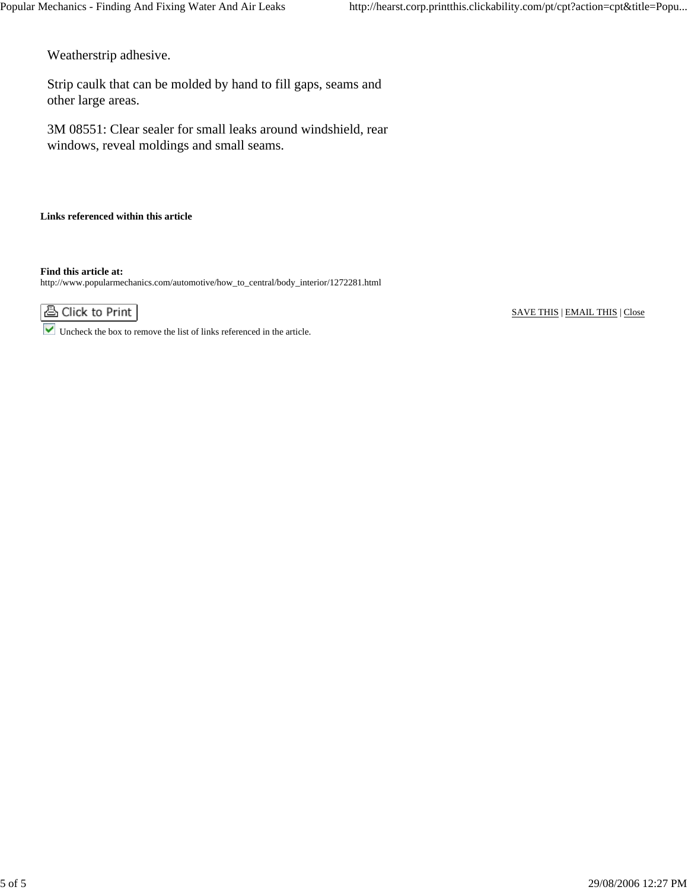Weatherstrip adhesive.

Strip caulk that can be molded by hand to fill gaps, seams and other large areas.

3M 08551: Clear sealer for small leaks around windshield, rear windows, reveal moldings and small seams.

**Links referenced within this article**

**Find this article at:**
http://www.popularmechanics.com/automotive/how_to_central/body_interior/1272281.html

Click to Print

SAVE THIS | EMAIL THIS | Close

Uncheck the box to remove the list of links referenced in the article.